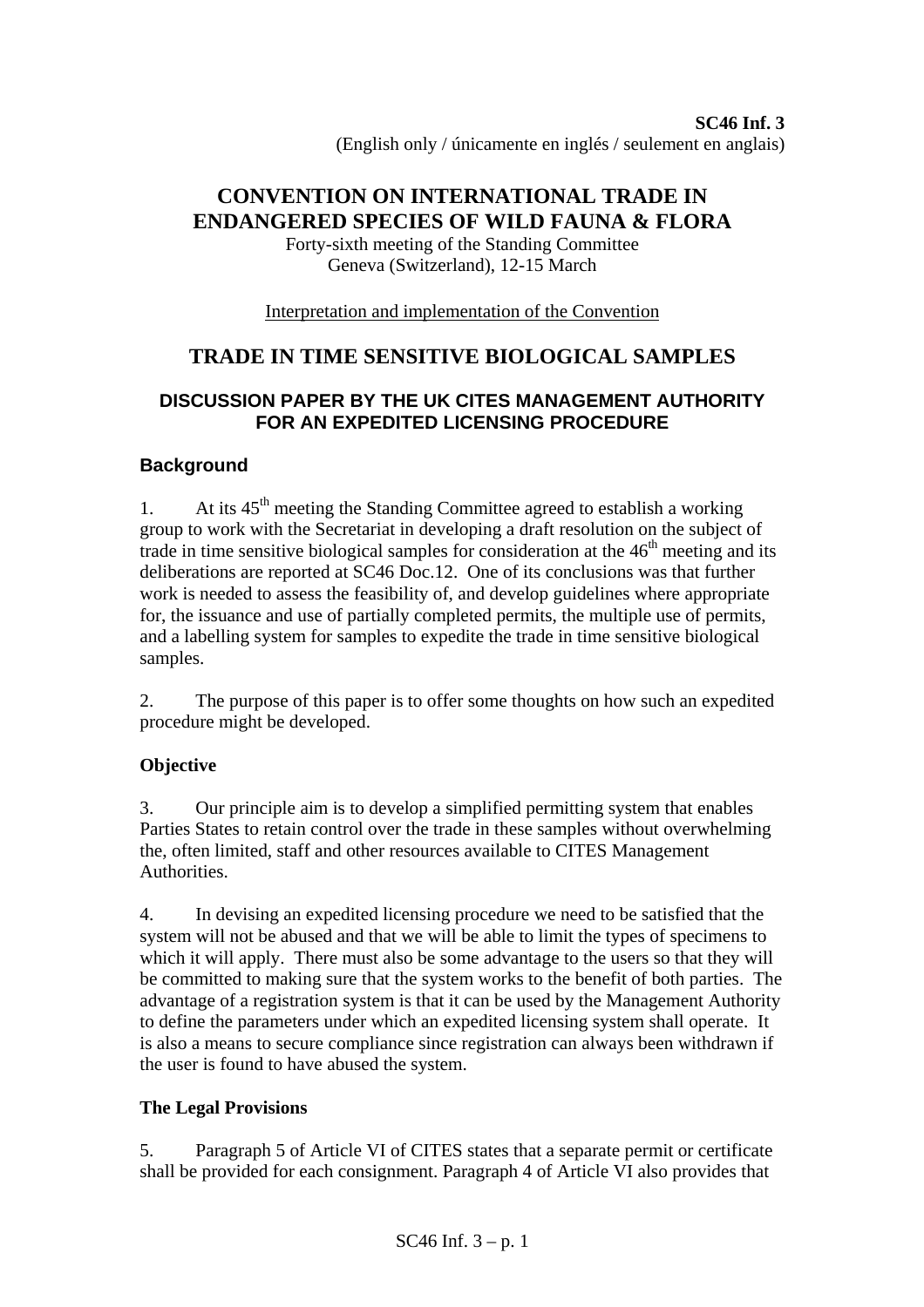**SC46 Inf. 3**
(English only / únicamente en inglés / seulement en anglais)

# CONVENTION ON INTERNATIONAL TRADE IN ENDANGERED SPECIES OF WILD FAUNA & FLORA

Forty-sixth meeting of the Standing Committee
Geneva (Switzerland), 12-15 March

Interpretation and implementation of the Convention

## TRADE IN TIME SENSITIVE BIOLOGICAL SAMPLES

### DISCUSSION PAPER BY THE UK CITES MANAGEMENT AUTHORITY FOR AN EXPEDITED LICENSING PROCEDURE

### Background

1. At its 45th meeting the Standing Committee agreed to establish a working group to work with the Secretariat in developing a draft resolution on the subject of trade in time sensitive biological samples for consideration at the 46th meeting and its deliberations are reported at SC46 Doc.12. One of its conclusions was that further work is needed to assess the feasibility of, and develop guidelines where appropriate for, the issuance and use of partially completed permits, the multiple use of permits, and a labelling system for samples to expedite the trade in time sensitive biological samples.

2. The purpose of this paper is to offer some thoughts on how such an expedited procedure might be developed.

### Objective

3. Our principle aim is to develop a simplified permitting system that enables Parties States to retain control over the trade in these samples without overwhelming the, often limited, staff and other resources available to CITES Management Authorities.

4. In devising an expedited licensing procedure we need to be satisfied that the system will not be abused and that we will be able to limit the types of specimens to which it will apply. There must also be some advantage to the users so that they will be committed to making sure that the system works to the benefit of both parties. The advantage of a registration system is that it can be used by the Management Authority to define the parameters under which an expedited licensing system shall operate. It is also a means to secure compliance since registration can always been withdrawn if the user is found to have abused the system.

### The Legal Provisions

5. Paragraph 5 of Article VI of CITES states that a separate permit or certificate shall be provided for each consignment. Paragraph 4 of Article VI also provides that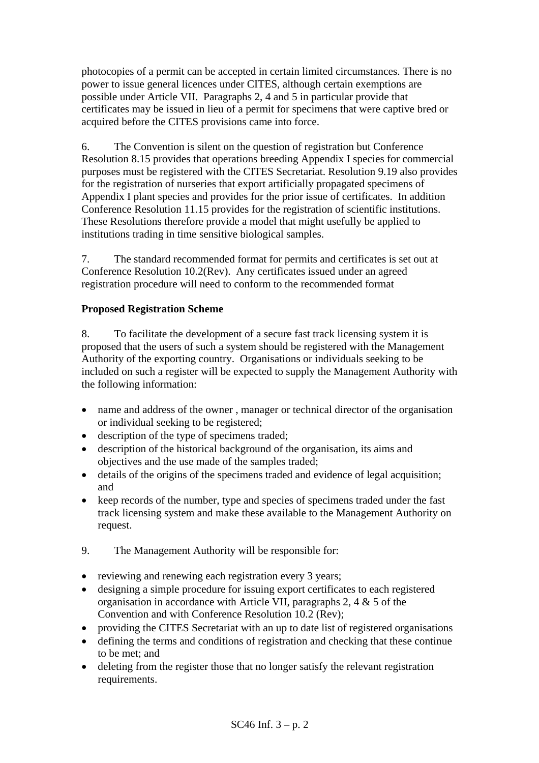photocopies of a permit can be accepted in certain limited circumstances. There is no power to issue general licences under CITES, although certain exemptions are possible under Article VII. Paragraphs 2, 4 and 5 in particular provide that certificates may be issued in lieu of a permit for specimens that were captive bred or acquired before the CITES provisions came into force.

6. The Convention is silent on the question of registration but Conference Resolution 8.15 provides that operations breeding Appendix I species for commercial purposes must be registered with the CITES Secretariat. Resolution 9.19 also provides for the registration of nurseries that export artificially propagated specimens of Appendix I plant species and provides for the prior issue of certificates. In addition Conference Resolution 11.15 provides for the registration of scientific institutions. These Resolutions therefore provide a model that might usefully be applied to institutions trading in time sensitive biological samples.

7. The standard recommended format for permits and certificates is set out at Conference Resolution 10.2(Rev). Any certificates issued under an agreed registration procedure will need to conform to the recommended format

**Proposed Registration Scheme**

8. To facilitate the development of a secure fast track licensing system it is proposed that the users of such a system should be registered with the Management Authority of the exporting country. Organisations or individuals seeking to be included on such a register will be expected to supply the Management Authority with the following information:

- name and address of the owner , manager or technical director of the organisation or individual seeking to be registered;
- description of the type of specimens traded;
- description of the historical background of the organisation, its aims and objectives and the use made of the samples traded;
- details of the origins of the specimens traded and evidence of legal acquisition; and
- keep records of the number, type and species of specimens traded under the fast track licensing system and make these available to the Management Authority on request.

9. The Management Authority will be responsible for:

- reviewing and renewing each registration every 3 years;
- designing a simple procedure for issuing export certificates to each registered organisation in accordance with Article VII, paragraphs 2, 4 & 5 of the Convention and with Conference Resolution 10.2 (Rev);
- providing the CITES Secretariat with an up to date list of registered organisations
- defining the terms and conditions of registration and checking that these continue to be met; and
- deleting from the register those that no longer satisfy the relevant registration requirements.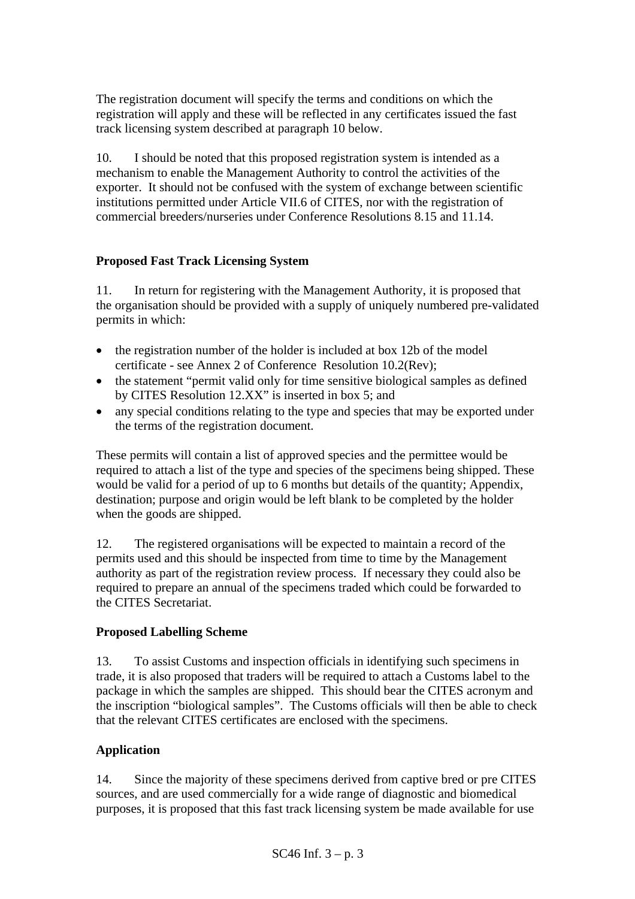The registration document will specify the terms and conditions on which the registration will apply and these will be reflected in any certificates issued the fast track licensing system described at paragraph 10 below.

10. I should be noted that this proposed registration system is intended as a mechanism to enable the Management Authority to control the activities of the exporter. It should not be confused with the system of exchange between scientific institutions permitted under Article VII.6 of CITES, nor with the registration of commercial breeders/nurseries under Conference Resolutions 8.15 and 11.14.

**Proposed Fast Track Licensing System**

11. In return for registering with the Management Authority, it is proposed that the organisation should be provided with a supply of uniquely numbered pre-validated permits in which:

- the registration number of the holder is included at box 12b of the model certificate - see Annex 2 of Conference Resolution 10.2(Rev);
- the statement "permit valid only for time sensitive biological samples as defined by CITES Resolution 12.XX" is inserted in box 5; and
- any special conditions relating to the type and species that may be exported under the terms of the registration document.

These permits will contain a list of approved species and the permittee would be required to attach a list of the type and species of the specimens being shipped. These would be valid for a period of up to 6 months but details of the quantity; Appendix, destination; purpose and origin would be left blank to be completed by the holder when the goods are shipped.

12. The registered organisations will be expected to maintain a record of the permits used and this should be inspected from time to time by the Management authority as part of the registration review process. If necessary they could also be required to prepare an annual of the specimens traded which could be forwarded to the CITES Secretariat.

**Proposed Labelling Scheme**

13. To assist Customs and inspection officials in identifying such specimens in trade, it is also proposed that traders will be required to attach a Customs label to the package in which the samples are shipped. This should bear the CITES acronym and the inscription "biological samples". The Customs officials will then be able to check that the relevant CITES certificates are enclosed with the specimens.

**Application**

14. Since the majority of these specimens derived from captive bred or pre CITES sources, and are used commercially for a wide range of diagnostic and biomedical purposes, it is proposed that this fast track licensing system be made available for use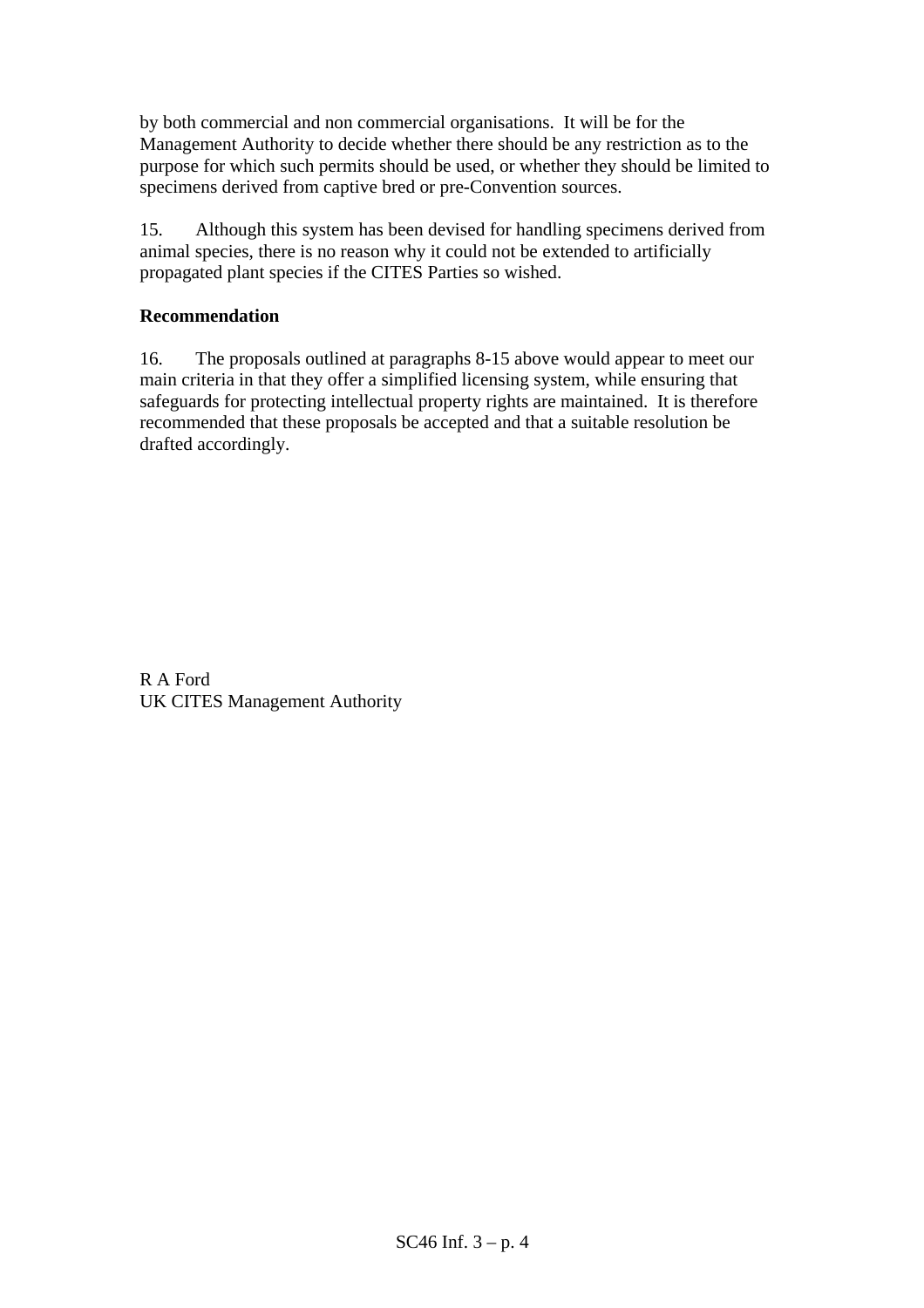by both commercial and non commercial organisations. It will be for the Management Authority to decide whether there should be any restriction as to the purpose for which such permits should be used, or whether they should be limited to specimens derived from captive bred or pre-Convention sources.

15. Although this system has been devised for handling specimens derived from animal species, there is no reason why it could not be extended to artificially propagated plant species if the CITES Parties so wished.

**Recommendation**

16. The proposals outlined at paragraphs 8-15 above would appear to meet our main criteria in that they offer a simplified licensing system, while ensuring that safeguards for protecting intellectual property rights are maintained. It is therefore recommended that these proposals be accepted and that a suitable resolution be drafted accordingly.

R A Ford
UK CITES Management Authority